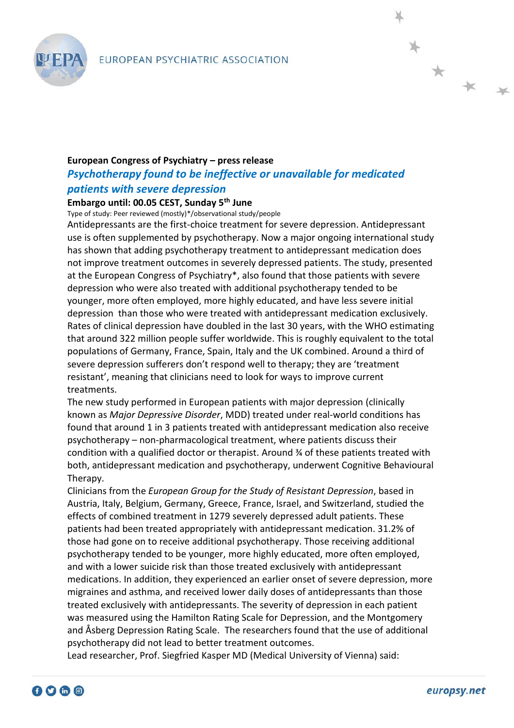EUROPEAN PSYCHIATRIC ASSOCIATION

**European Congress of Psychiatry – press release**

## *Psychotherapy found to be ineffective or unavailable for medicated patients with severe depression*

**Embargo until: 00.05 CEST, Sunday 5th June**

Type of study: Peer reviewed (mostly)*/observational study/people

Antidepressants are the first-choice treatment for severe depression. Antidepressant use is often supplemented by psychotherapy. Now a major ongoing international study has shown that adding psychotherapy treatment to antidepressant medication does not improve treatment outcomes in severely depressed patients. The study, presented at the European Congress of Psychiatry*, also found that those patients with severe depression who were also treated with additional psychotherapy tended to be younger, more often employed, more highly educated, and have less severe initial depression than those who were treated with antidepressant medication exclusively.

Rates of clinical depression have doubled in the last 30 years, with the WHO estimating that around 322 million people suffer worldwide. This is roughly equivalent to the total populations of Germany, France, Spain, Italy and the UK combined. Around a third of severe depression sufferers don't respond well to therapy; they are 'treatment resistant', meaning that clinicians need to look for ways to improve current treatments.

The new study performed in European patients with major depression (clinically known as *Major Depressive Disorder*, MDD) treated under real-world conditions has found that around 1 in 3 patients treated with antidepressant medication also receive psychotherapy – non-pharmacological treatment, where patients discuss their condition with a qualified doctor or therapist. Around ¾ of these patients treated with both, antidepressant medication and psychotherapy, underwent Cognitive Behavioural Therapy.

Clinicians from the *European Group for the Study of Resistant Depression*, based in Austria, Italy, Belgium, Germany, Greece, France, Israel, and Switzerland, studied the effects of combined treatment in 1279 severely depressed adult patients. These patients had been treated appropriately with antidepressant medication. 31.2% of those had gone on to receive additional psychotherapy. Those receiving additional psychotherapy tended to be younger, more highly educated, more often employed, and with a lower suicide risk than those treated exclusively with antidepressant medications. In addition, they experienced an earlier onset of severe depression, more migraines and asthma, and received lower daily doses of antidepressants than those treated exclusively with antidepressants. The severity of depression in each patient was measured using the Hamilton Rating Scale for Depression, and the Montgomery and Åsberg Depression Rating Scale. The researchers found that the use of additional psychotherapy did not lead to better treatment outcomes.

Lead researcher, Prof. Siegfried Kasper MD (Medical University of Vienna) said: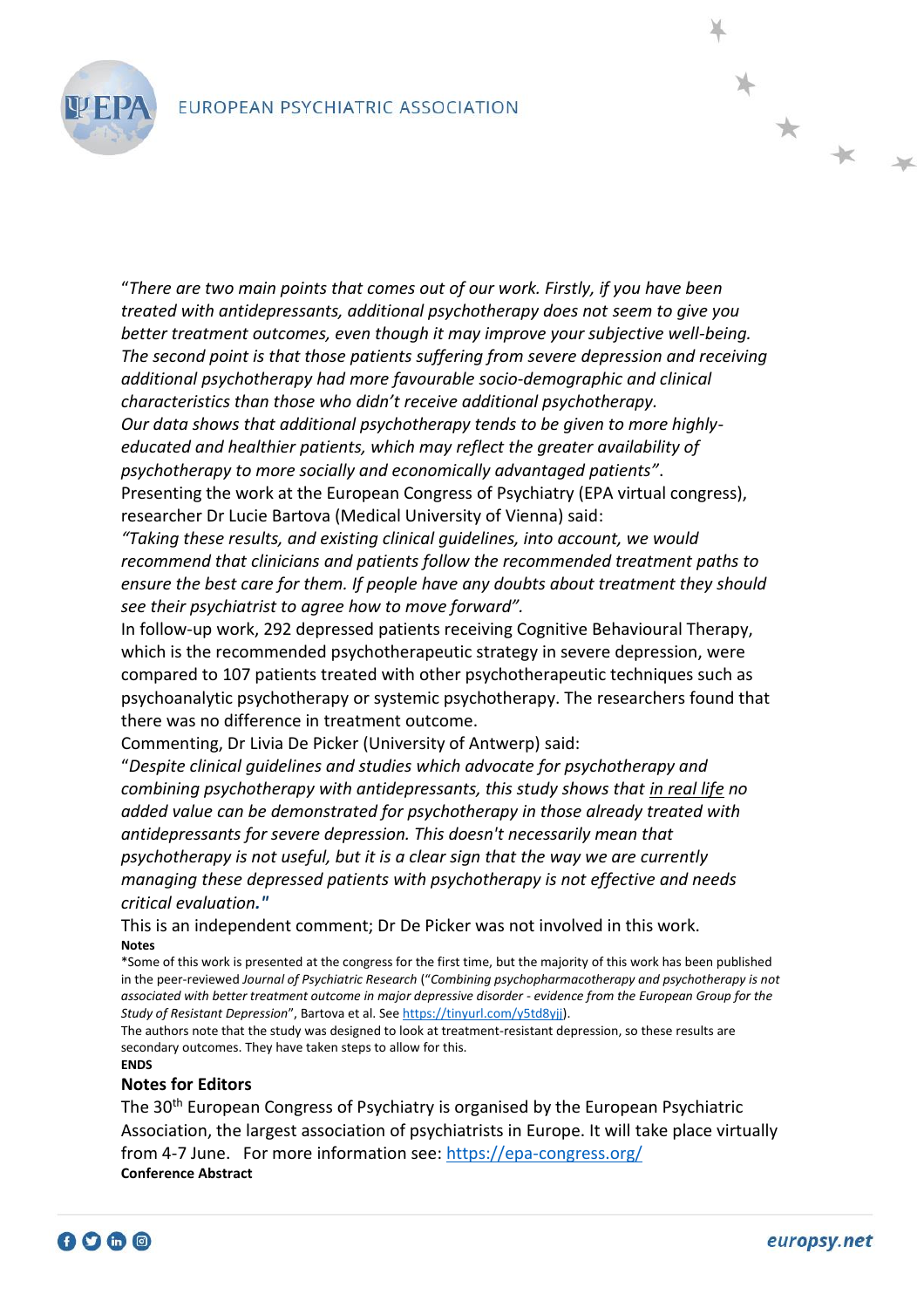"*There are two main points that comes out of our work. Firstly, if you have been treated with antidepressants, additional psychotherapy does not seem to give you better treatment outcomes, even though it may improve your subjective well-being. The second point is that those patients suffering from severe depression and receiving additional psychotherapy had more favourable socio-demographic and clinical characteristics than those who didn't receive additional psychotherapy. Our data shows that additional psychotherapy tends to be given to more highly-educated and healthier patients, which may reflect the greater availability of psychotherapy to more socially and economically advantaged patients*".

Presenting the work at the European Congress of Psychiatry (EPA virtual congress), researcher Dr Lucie Bartova (Medical University of Vienna) said:

*"Taking these results, and existing clinical guidelines, into account, we would recommend that clinicians and patients follow the recommended treatment paths to ensure the best care for them. If people have any doubts about treatment they should see their psychiatrist to agree how to move forward".*

In follow-up work, 292 depressed patients receiving Cognitive Behavioural Therapy, which is the recommended psychotherapeutic strategy in severe depression, were compared to 107 patients treated with other psychotherapeutic techniques such as psychoanalytic psychotherapy or systemic psychotherapy. The researchers found that there was no difference in treatment outcome.

Commenting, Dr Livia De Picker (University of Antwerp) said:

"*Despite clinical guidelines and studies which advocate for psychotherapy and combining psychotherapy with antidepressants, this study shows that in real life no added value can be demonstrated for psychotherapy in those already treated with antidepressants for severe depression. This doesn't necessarily mean that psychotherapy is not useful, but it is a clear sign that the way we are currently managing these depressed patients with psychotherapy is not effective and needs critical evaluation.*"

This is an independent comment; Dr De Picker was not involved in this work.

**Notes**

*Some of this work is presented at the congress for the first time, but the majority of this work has been published in the peer-reviewed *Journal of Psychiatric Research* ("*Combining psychopharmacotherapy and psychotherapy is not associated with better treatment outcome in major depressive disorder - evidence from the European Group for the Study of Resistant Depression*", Bartova et al. See https://tinyurl.com/y5td8yjj).

The authors note that the study was designed to look at treatment-resistant depression, so these results are secondary outcomes. They have taken steps to allow for this.

**ENDS**

## Notes for Editors

The 30th European Congress of Psychiatry is organised by the European Psychiatric Association, the largest association of psychiatrists in Europe. It will take place virtually from 4-7 June. For more information see: https://epa-congress.org/

**Conference Abstract**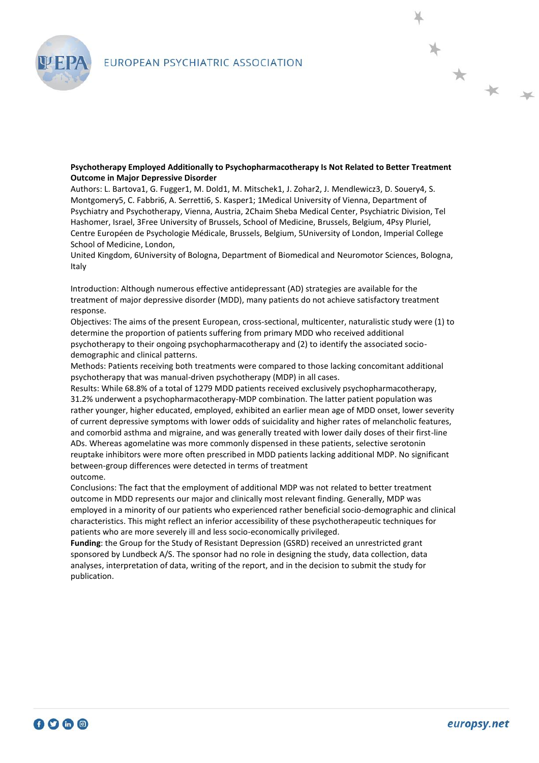**Psychotherapy Employed Additionally to Psychopharmacotherapy Is Not Related to Better Treatment Outcome in Major Depressive Disorder**

Authors: L. Bartova1, G. Fugger1, M. Dold1, M. Mitschek1, J. Zohar2, J. Mendlewicz3, D. Souery4, S. Montgomery5, C. Fabbri6, A. Serretti6, S. Kasper1; 1Medical University of Vienna, Department of Psychiatry and Psychotherapy, Vienna, Austria, 2Chaim Sheba Medical Center, Psychiatric Division, Tel Hashomer, Israel, 3Free University of Brussels, School of Medicine, Brussels, Belgium, 4Psy Pluriel, Centre Européen de Psychologie Médicale, Brussels, Belgium, 5University of London, Imperial College School of Medicine, London, United Kingdom, 6University of Bologna, Department of Biomedical and Neuromotor Sciences, Bologna, Italy

Introduction: Although numerous effective antidepressant (AD) strategies are available for the treatment of major depressive disorder (MDD), many patients do not achieve satisfactory treatment response.

Objectives: The aims of the present European, cross-sectional, multicenter, naturalistic study were (1) to determine the proportion of patients suffering from primary MDD who received additional psychotherapy to their ongoing psychopharmacotherapy and (2) to identify the associated socio-demographic and clinical patterns.

Methods: Patients receiving both treatments were compared to those lacking concomitant additional psychotherapy that was manual-driven psychotherapy (MDP) in all cases.

Results: While 68.8% of a total of 1279 MDD patients received exclusively psychopharmacotherapy, 31.2% underwent a psychopharmacotherapy-MDP combination. The latter patient population was rather younger, higher educated, employed, exhibited an earlier mean age of MDD onset, lower severity of current depressive symptoms with lower odds of suicidality and higher rates of melancholic features, and comorbid asthma and migraine, and was generally treated with lower daily doses of their first-line ADs. Whereas agomelatine was more commonly dispensed in these patients, selective serotonin reuptake inhibitors were more often prescribed in MDD patients lacking additional MDP. No significant between-group differences were detected in terms of treatment outcome.

Conclusions: The fact that the employment of additional MDP was not related to better treatment outcome in MDD represents our major and clinically most relevant finding. Generally, MDP was employed in a minority of our patients who experienced rather beneficial socio-demographic and clinical characteristics. This might reflect an inferior accessibility of these psychotherapeutic techniques for patients who are more severely ill and less socio-economically privileged.

**Funding**: the Group for the Study of Resistant Depression (GSRD) received an unrestricted grant sponsored by Lundbeck A/S. The sponsor had no role in designing the study, data collection, data analyses, interpretation of data, writing of the report, and in the decision to submit the study for publication.